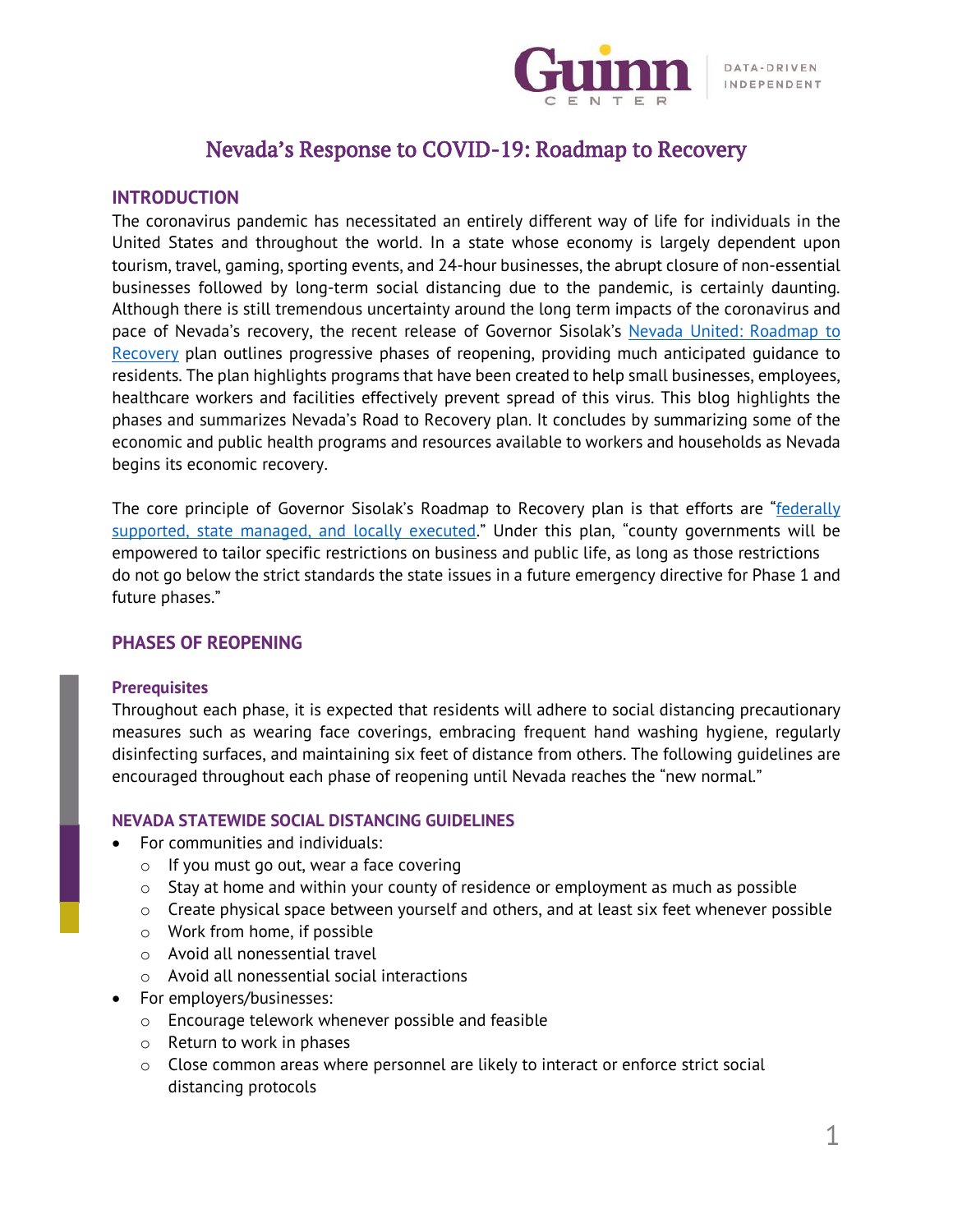# Nevada's Response to COVID-19: Roadmap to Recovery

## INTRODUCTION

The coronavirus pandemic has necessitated an entirely different way of life for individuals in the United States and throughout the world. In a state whose economy is largely dependent upon tourism, travel, gaming, sporting events, and 24-hour businesses, the abrupt closure of non-essential businesses followed by long-term social distancing due to the pandemic, is certainly daunting. Although there is still tremendous uncertainty around the long term impacts of the coronavirus and pace of Nevada's recovery, the recent release of Governor Sisolak's Nevada United: Roadmap to Recovery plan outlines progressive phases of reopening, providing much anticipated guidance to residents. The plan highlights programs that have been created to help small businesses, employees, healthcare workers and facilities effectively prevent spread of this virus. This blog highlights the phases and summarizes Nevada's Road to Recovery plan. It concludes by summarizing some of the economic and public health programs and resources available to workers and households as Nevada begins its economic recovery.

The core principle of Governor Sisolak's Roadmap to Recovery plan is that efforts are "federally supported, state managed, and locally executed." Under this plan, "county governments will be empowered to tailor specific restrictions on business and public life, as long as those restrictions do not go below the strict standards the state issues in a future emergency directive for Phase 1 and future phases."

## PHASES OF REOPENING

### Prerequisites

Throughout each phase, it is expected that residents will adhere to social distancing precautionary measures such as wearing face coverings, embracing frequent hand washing hygiene, regularly disinfecting surfaces, and maintaining six feet of distance from others. The following guidelines are encouraged throughout each phase of reopening until Nevada reaches the "new normal."

### NEVADA STATEWIDE SOCIAL DISTANCING GUIDELINES

- For communities and individuals:
  - If you must go out, wear a face covering
  - Stay at home and within your county of residence or employment as much as possible
  - Create physical space between yourself and others, and at least six feet whenever possible
  - Work from home, if possible
  - Avoid all nonessential travel
  - Avoid all nonessential social interactions
- For employers/businesses:
  - Encourage telework whenever possible and feasible
  - Return to work in phases
  - Close common areas where personnel are likely to interact or enforce strict social distancing protocols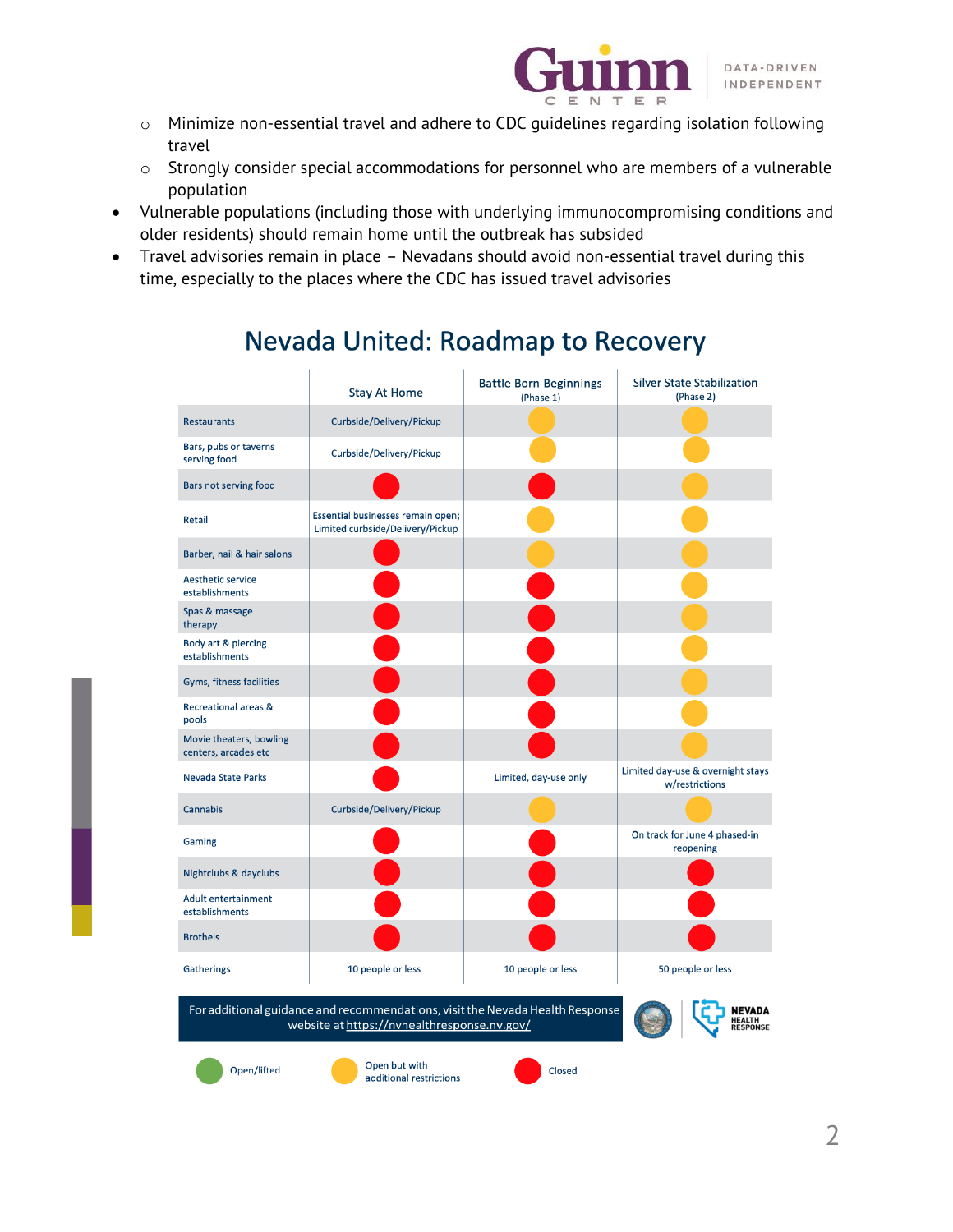- Minimize non-essential travel and adhere to CDC guidelines regarding isolation following travel
  - Strongly consider special accommodations for personnel who are members of a vulnerable population
- Vulnerable populations (including those with underlying immunocompromising conditions and older residents) should remain home until the outbreak has subsided
- Travel advisories remain in place – Nevadans should avoid non-essential travel during this time, especially to the places where the CDC has issued travel advisories

## Nevada United: Roadmap to Recovery

| | Stay At Home | Battle Born Beginnings (Phase 1) | Silver State Stabilization (Phase 2) |
|---|---|---|---|
| Restaurants | Curbside/Delivery/Pickup | Open but with additional restrictions | Open but with additional restrictions |
| Bars, pubs or taverns serving food | Curbside/Delivery/Pickup | Open but with additional restrictions | Open but with additional restrictions |
| Bars not serving food | Closed | Closed | Open but with additional restrictions |
| Retail | Essential businesses remain open; Limited curbside/Delivery/Pickup | Open but with additional restrictions | Open but with additional restrictions |
| Barber, nail & hair salons | Closed | Open but with additional restrictions | Open but with additional restrictions |
| Aesthetic service establishments | Closed | Closed | Open but with additional restrictions |
| Spas & massage therapy | Closed | Closed | Open but with additional restrictions |
| Body art & piercing establishments | Closed | Closed | Open but with additional restrictions |
| Gyms, fitness facilities | Closed | Closed | Open but with additional restrictions |
| Recreational areas & pools | Closed | Closed | Open but with additional restrictions |
| Movie theaters, bowling centers, arcades etc | Closed | Closed | Open but with additional restrictions |
| Nevada State Parks | Closed | Limited, day-use only | Limited day-use & overnight stays w/restrictions |
| Cannabis | Curbside/Delivery/Pickup | Open but with additional restrictions | Open but with additional restrictions |
| Gaming | Closed | Closed | On track for June 4 phased-in reopening |
| Nightclubs & dayclubs | Closed | Closed | Closed |
| Adult entertainment establishments | Closed | Closed | Closed |
| Brothels | Closed | Closed | Closed |
| Gatherings | 10 people or less | 10 people or less | 50 people or less |

For additional guidance and recommendations, visit the Nevada Health Response website at https://nvhealthresponse.nv.gov/

NEVADA HEALTH RESPONSE

Legend: Open/lifted; Open but with additional restrictions; Closed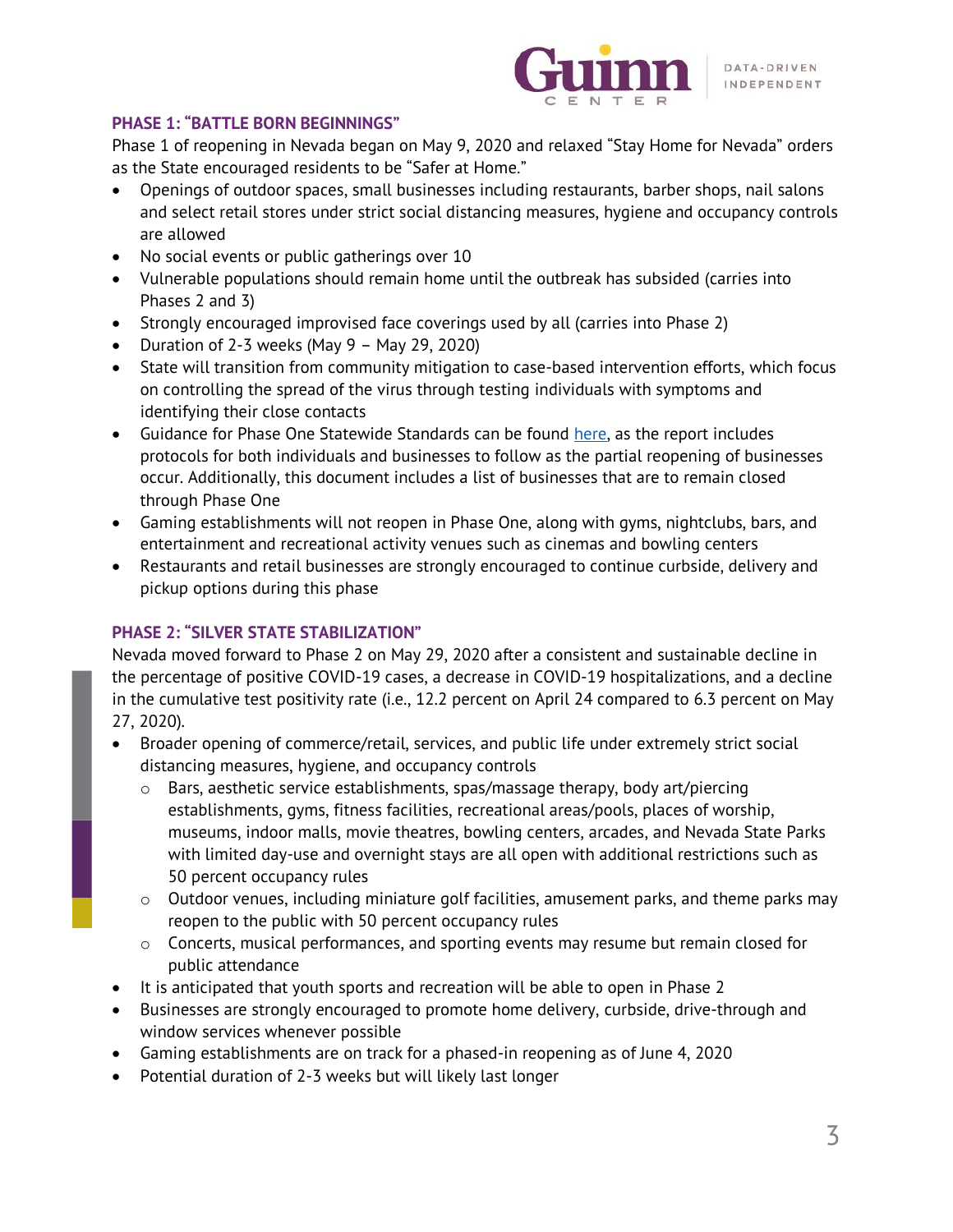## PHASE 1: "BATTLE BORN BEGINNINGS"

Phase 1 of reopening in Nevada began on May 9, 2020 and relaxed "Stay Home for Nevada" orders as the State encouraged residents to be "Safer at Home."

- Openings of outdoor spaces, small businesses including restaurants, barber shops, nail salons and select retail stores under strict social distancing measures, hygiene and occupancy controls are allowed
- No social events or public gatherings over 10
- Vulnerable populations should remain home until the outbreak has subsided (carries into Phases 2 and 3)
- Strongly encouraged improvised face coverings used by all (carries into Phase 2)
- Duration of 2-3 weeks (May 9 – May 29, 2020)
- State will transition from community mitigation to case-based intervention efforts, which focus on controlling the spread of the virus through testing individuals with symptoms and identifying their close contacts
- Guidance for Phase One Statewide Standards can be found here, as the report includes protocols for both individuals and businesses to follow as the partial reopening of businesses occur. Additionally, this document includes a list of businesses that are to remain closed through Phase One
- Gaming establishments will not reopen in Phase One, along with gyms, nightclubs, bars, and entertainment and recreational activity venues such as cinemas and bowling centers
- Restaurants and retail businesses are strongly encouraged to continue curbside, delivery and pickup options during this phase

## PHASE 2: "SILVER STATE STABILIZATION"

Nevada moved forward to Phase 2 on May 29, 2020 after a consistent and sustainable decline in the percentage of positive COVID-19 cases, a decrease in COVID-19 hospitalizations, and a decline in the cumulative test positivity rate (i.e., 12.2 percent on April 24 compared to 6.3 percent on May 27, 2020).

- Broader opening of commerce/retail, services, and public life under extremely strict social distancing measures, hygiene, and occupancy controls
  - Bars, aesthetic service establishments, spas/massage therapy, body art/piercing establishments, gyms, fitness facilities, recreational areas/pools, places of worship, museums, indoor malls, movie theatres, bowling centers, arcades, and Nevada State Parks with limited day-use and overnight stays are all open with additional restrictions such as 50 percent occupancy rules
  - Outdoor venues, including miniature golf facilities, amusement parks, and theme parks may reopen to the public with 50 percent occupancy rules
  - Concerts, musical performances, and sporting events may resume but remain closed for public attendance
- It is anticipated that youth sports and recreation will be able to open in Phase 2
- Businesses are strongly encouraged to promote home delivery, curbside, drive-through and window services whenever possible
- Gaming establishments are on track for a phased-in reopening as of June 4, 2020
- Potential duration of 2-3 weeks but will likely last longer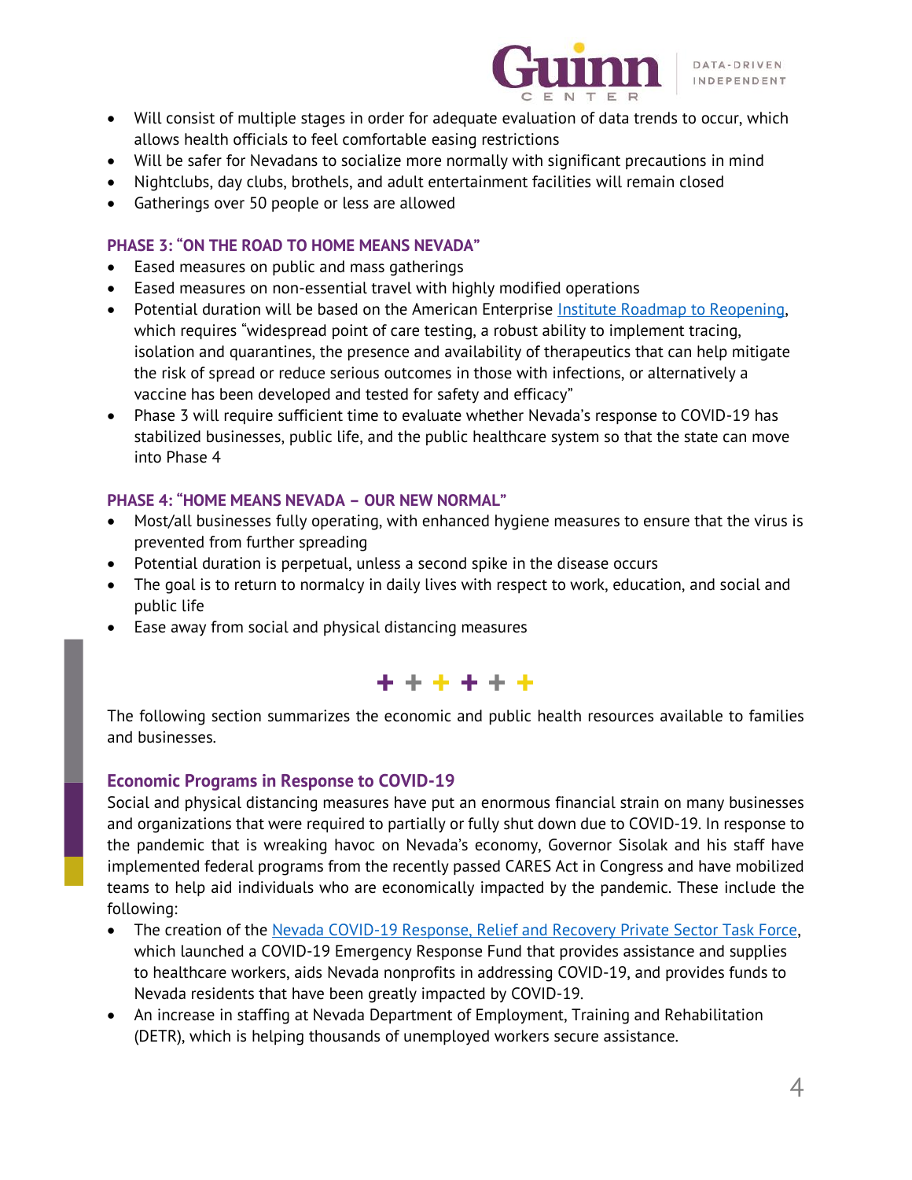- Will consist of multiple stages in order for adequate evaluation of data trends to occur, which allows health officials to feel comfortable easing restrictions
- Will be safer for Nevadans to socialize more normally with significant precautions in mind
- Nightclubs, day clubs, brothels, and adult entertainment facilities will remain closed
- Gatherings over 50 people or less are allowed

### PHASE 3: "ON THE ROAD TO HOME MEANS NEVADA"

- Eased measures on public and mass gatherings
- Eased measures on non-essential travel with highly modified operations
- Potential duration will be based on the American Enterprise Institute Roadmap to Reopening, which requires "widespread point of care testing, a robust ability to implement tracing, isolation and quarantines, the presence and availability of therapeutics that can help mitigate the risk of spread or reduce serious outcomes in those with infections, or alternatively a vaccine has been developed and tested for safety and efficacy"
- Phase 3 will require sufficient time to evaluate whether Nevada's response to COVID-19 has stabilized businesses, public life, and the public healthcare system so that the state can move into Phase 4

### PHASE 4: "HOME MEANS NEVADA – OUR NEW NORMAL"

- Most/all businesses fully operating, with enhanced hygiene measures to ensure that the virus is prevented from further spreading
- Potential duration is perpetual, unless a second spike in the disease occurs
- The goal is to return to normalcy in daily lives with respect to work, education, and social and public life
- Ease away from social and physical distancing measures

\+ + + + + +

The following section summarizes the economic and public health resources available to families and businesses.

## Economic Programs in Response to COVID-19

Social and physical distancing measures have put an enormous financial strain on many businesses and organizations that were required to partially or fully shut down due to COVID-19. In response to the pandemic that is wreaking havoc on Nevada's economy, Governor Sisolak and his staff have implemented federal programs from the recently passed CARES Act in Congress and have mobilized teams to help aid individuals who are economically impacted by the pandemic. These include the following:

- The creation of the Nevada COVID-19 Response, Relief and Recovery Private Sector Task Force, which launched a COVID-19 Emergency Response Fund that provides assistance and supplies to healthcare workers, aids Nevada nonprofits in addressing COVID-19, and provides funds to Nevada residents that have been greatly impacted by COVID-19.
- An increase in staffing at Nevada Department of Employment, Training and Rehabilitation (DETR), which is helping thousands of unemployed workers secure assistance.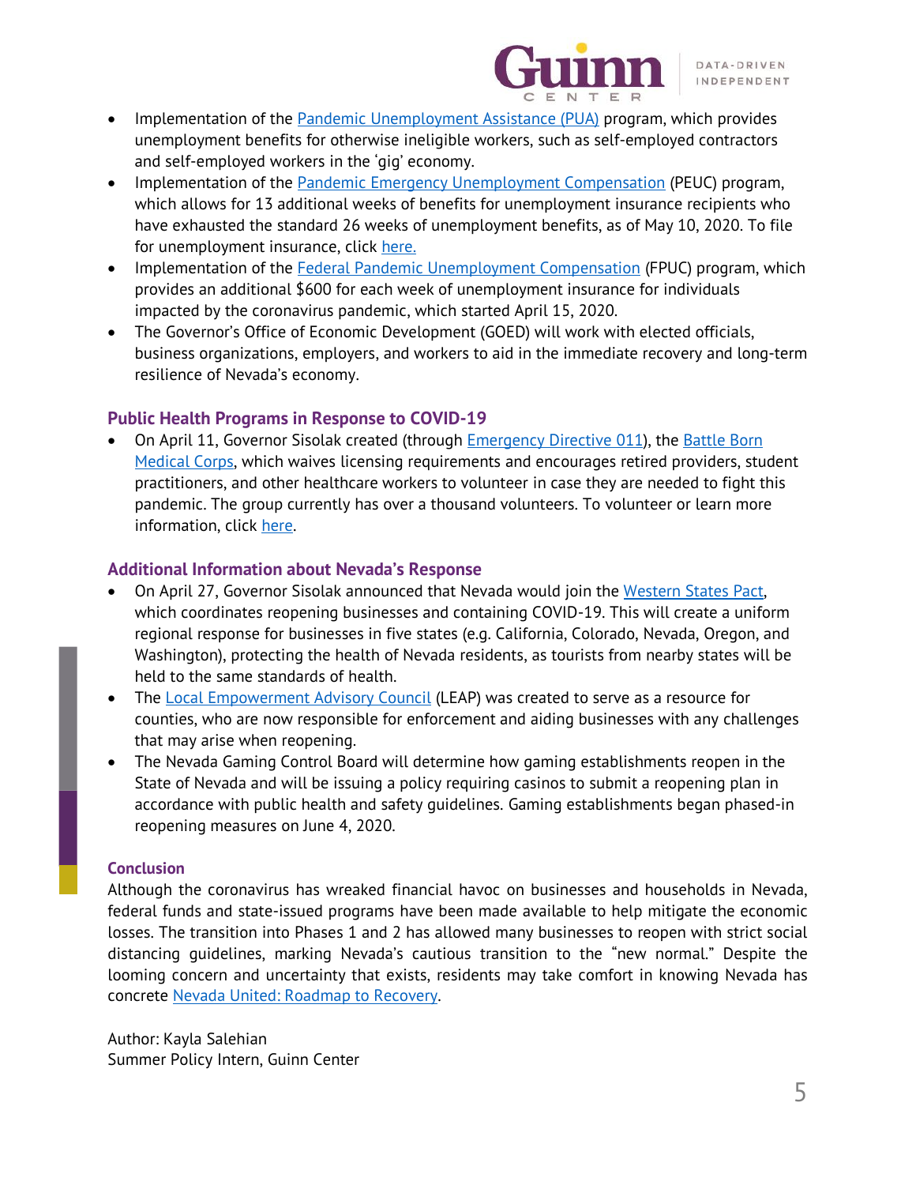- Implementation of the Pandemic Unemployment Assistance (PUA) program, which provides unemployment benefits for otherwise ineligible workers, such as self-employed contractors and self-employed workers in the 'gig' economy.
- Implementation of the Pandemic Emergency Unemployment Compensation (PEUC) program, which allows for 13 additional weeks of benefits for unemployment insurance recipients who have exhausted the standard 26 weeks of unemployment benefits, as of May 10, 2020. To file for unemployment insurance, click here.
- Implementation of the Federal Pandemic Unemployment Compensation (FPUC) program, which provides an additional $600 for each week of unemployment insurance for individuals impacted by the coronavirus pandemic, which started April 15, 2020.
- The Governor's Office of Economic Development (GOED) will work with elected officials, business organizations, employers, and workers to aid in the immediate recovery and long-term resilience of Nevada's economy.

### Public Health Programs in Response to COVID-19

- On April 11, Governor Sisolak created (through Emergency Directive 011), the Battle Born Medical Corps, which waives licensing requirements and encourages retired providers, student practitioners, and other healthcare workers to volunteer in case they are needed to fight this pandemic. The group currently has over a thousand volunteers. To volunteer or learn more information, click here.

### Additional Information about Nevada's Response

- On April 27, Governor Sisolak announced that Nevada would join the Western States Pact, which coordinates reopening businesses and containing COVID-19. This will create a uniform regional response for businesses in five states (e.g. California, Colorado, Nevada, Oregon, and Washington), protecting the health of Nevada residents, as tourists from nearby states will be held to the same standards of health.
- The Local Empowerment Advisory Council (LEAP) was created to serve as a resource for counties, who are now responsible for enforcement and aiding businesses with any challenges that may arise when reopening.
- The Nevada Gaming Control Board will determine how gaming establishments reopen in the State of Nevada and will be issuing a policy requiring casinos to submit a reopening plan in accordance with public health and safety guidelines. Gaming establishments began phased-in reopening measures on June 4, 2020.

### Conclusion

Although the coronavirus has wreaked financial havoc on businesses and households in Nevada, federal funds and state-issued programs have been made available to help mitigate the economic losses. The transition into Phases 1 and 2 has allowed many businesses to reopen with strict social distancing guidelines, marking Nevada's cautious transition to the "new normal." Despite the looming concern and uncertainty that exists, residents may take comfort in knowing Nevada has concrete Nevada United: Roadmap to Recovery.

Author: Kayla Salehian
Summer Policy Intern, Guinn Center